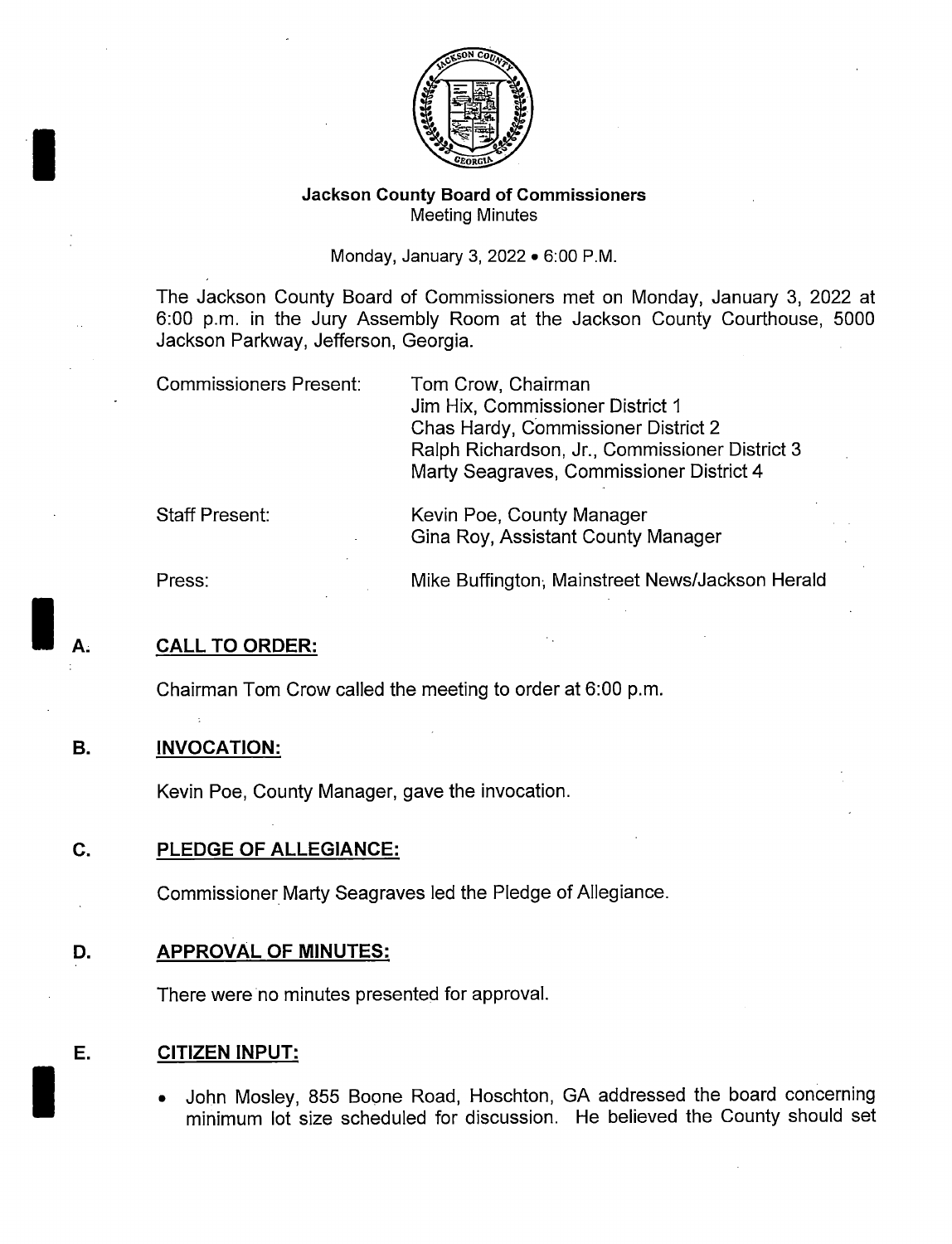# Jackson County Board of Commissioners

Meeting Minutes

Monday, January 3, 2022 • 6:00 P.M.

The Jackson County Board of Commissioners met on Monday, January 3, 2022 at 6:00 p.m. in the Jury Assembly Room at the Jackson County Courthouse, 5000 Jackson Parkway, Jefferson, Georgia.

| | |
|---|---|
| Commissioners Present: | Tom Crow, Chairman<br>Jim Hix, Commissioner District 1<br>Chas Hardy, Commissioner District 2<br>Ralph Richardson, Jr., Commissioner District 3<br>Marty Seagraves, Commissioner District 4 |
| Staff Present: | Kevin Poe, County Manager<br>Gina Roy, Assistant County Manager |
| Press: | Mike Buffington, Mainstreet News/Jackson Herald |

## A. CALL TO ORDER:

Chairman Tom Crow called the meeting to order at 6:00 p.m.

## B. INVOCATION:

Kevin Poe, County Manager, gave the invocation.

## C. PLEDGE OF ALLEGIANCE:

Commissioner Marty Seagraves led the Pledge of Allegiance.

## D. APPROVAL OF MINUTES:

There were no minutes presented for approval.

## E. CITIZEN INPUT:

- John Mosley, 855 Boone Road, Hoschton, GA addressed the board concerning minimum lot size scheduled for discussion. He believed the County should set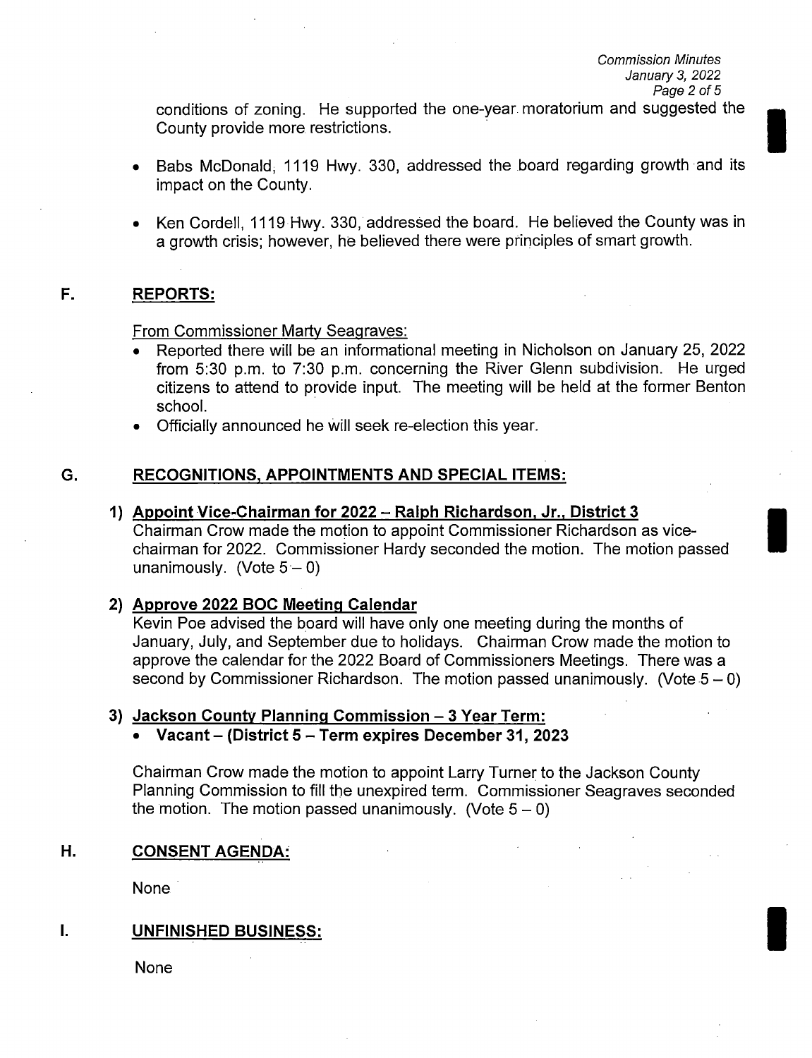conditions of zoning. He supported the one-year moratorium and suggested the County provide more restrictions.

- Babs McDonald, 1119 Hwy. 330, addressed the board regarding growth and its impact on the County.
- Ken Cordell, 1119 Hwy. 330, addressed the board. He believed the County was in a growth crisis; however, he believed there were principles of smart growth.

## F. REPORTS:

From Commissioner Marty Seagraves:

- Reported there will be an informational meeting in Nicholson on January 25, 2022 from 5:30 p.m. to 7:30 p.m. concerning the River Glenn subdivision. He urged citizens to attend to provide input. The meeting will be held at the former Benton school.
- Officially announced he will seek re-election this year.

## G. RECOGNITIONS, APPOINTMENTS AND SPECIAL ITEMS:

**1) Appoint Vice-Chairman for 2022 – Ralph Richardson, Jr., District 3**

Chairman Crow made the motion to appoint Commissioner Richardson as vice-chairman for 2022. Commissioner Hardy seconded the motion. The motion passed unanimously. (Vote 5 – 0)

**2) Approve 2022 BOC Meeting Calendar**

Kevin Poe advised the board will have only one meeting during the months of January, July, and September due to holidays. Chairman Crow made the motion to approve the calendar for the 2022 Board of Commissioners Meetings. There was a second by Commissioner Richardson. The motion passed unanimously. (Vote 5 – 0)

**3) Jackson County Planning Commission – 3 Year Term:**

- **Vacant – (District 5 – Term expires December 31, 2023**

Chairman Crow made the motion to appoint Larry Turner to the Jackson County Planning Commission to fill the unexpired term. Commissioner Seagraves seconded the motion. The motion passed unanimously. (Vote 5 – 0)

## H. CONSENT AGENDA:

None

## I. UNFINISHED BUSINESS:

None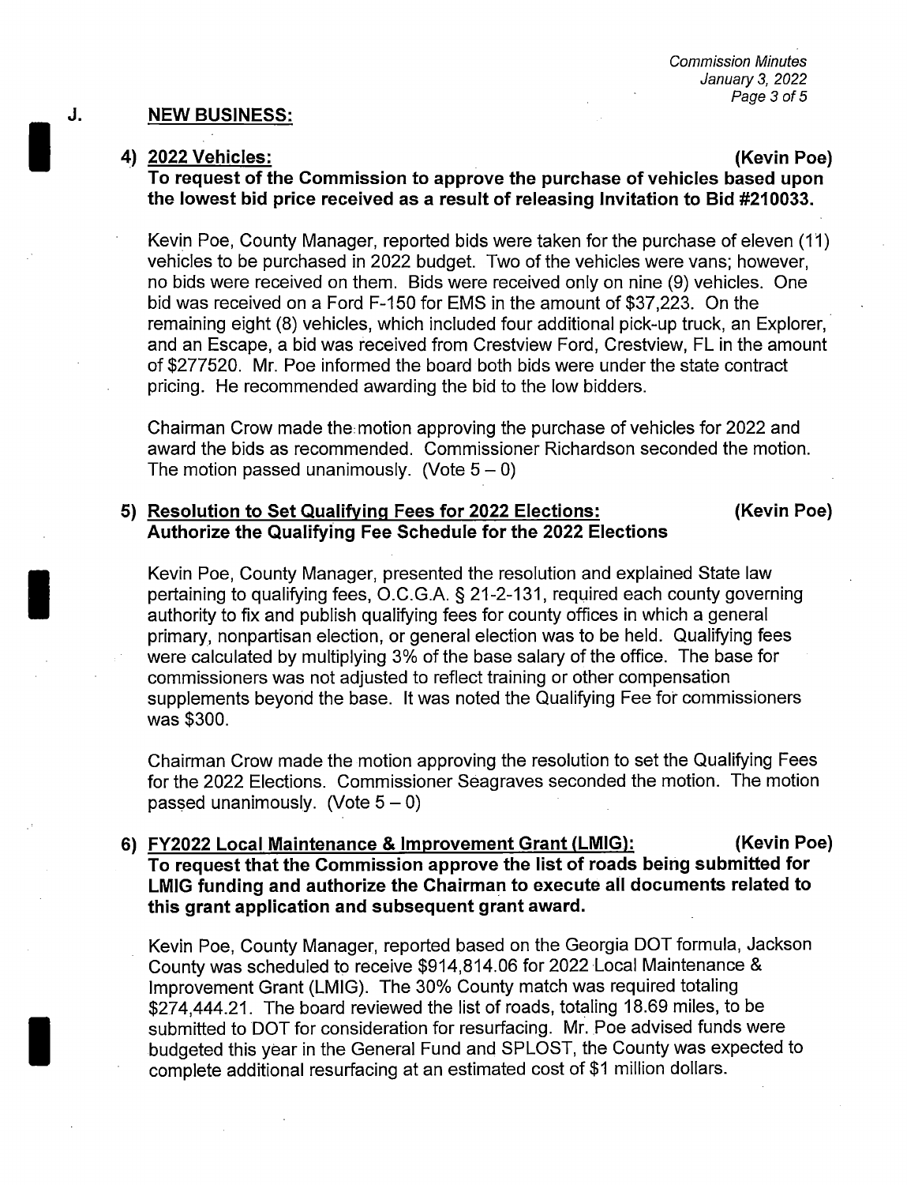## J. NEW BUSINESS:

**4) 2022 Vehicles: (Kevin Poe)**
**To request of the Commission to approve the purchase of vehicles based upon the lowest bid price received as a result of releasing Invitation to Bid #210033.**

Kevin Poe, County Manager, reported bids were taken for the purchase of eleven (11) vehicles to be purchased in 2022 budget. Two of the vehicles were vans; however, no bids were received on them. Bids were received only on nine (9) vehicles. One bid was received on a Ford F-150 for EMS in the amount of $37,223. On the remaining eight (8) vehicles, which included four additional pick-up truck, an Explorer, and an Escape, a bid was received from Crestview Ford, Crestview, FL in the amount of $277520. Mr. Poe informed the board both bids were under the state contract pricing. He recommended awarding the bid to the low bidders.

Chairman Crow made the motion approving the purchase of vehicles for 2022 and award the bids as recommended. Commissioner Richardson seconded the motion. The motion passed unanimously. (Vote 5 – 0)

**5) Resolution to Set Qualifying Fees for 2022 Elections: (Kevin Poe)**
**Authorize the Qualifying Fee Schedule for the 2022 Elections**

Kevin Poe, County Manager, presented the resolution and explained State law pertaining to qualifying fees, O.C.G.A. § 21-2-131, required each county governing authority to fix and publish qualifying fees for county offices in which a general primary, nonpartisan election, or general election was to be held. Qualifying fees were calculated by multiplying 3% of the base salary of the office. The base for commissioners was not adjusted to reflect training or other compensation supplements beyond the base. It was noted the Qualifying Fee for commissioners was $300.

Chairman Crow made the motion approving the resolution to set the Qualifying Fees for the 2022 Elections. Commissioner Seagraves seconded the motion. The motion passed unanimously. (Vote 5 – 0)

**6) FY2022 Local Maintenance & Improvement Grant (LMIG): (Kevin Poe)**
**To request that the Commission approve the list of roads being submitted for LMIG funding and authorize the Chairman to execute all documents related to this grant application and subsequent grant award.**

Kevin Poe, County Manager, reported based on the Georgia DOT formula, Jackson County was scheduled to receive $914,814.06 for 2022 Local Maintenance & Improvement Grant (LMIG). The 30% County match was required totaling $274,444.21. The board reviewed the list of roads, totaling 18.69 miles, to be submitted to DOT for consideration for resurfacing. Mr. Poe advised funds were budgeted this year in the General Fund and SPLOST, the County was expected to complete additional resurfacing at an estimated cost of $1 million dollars.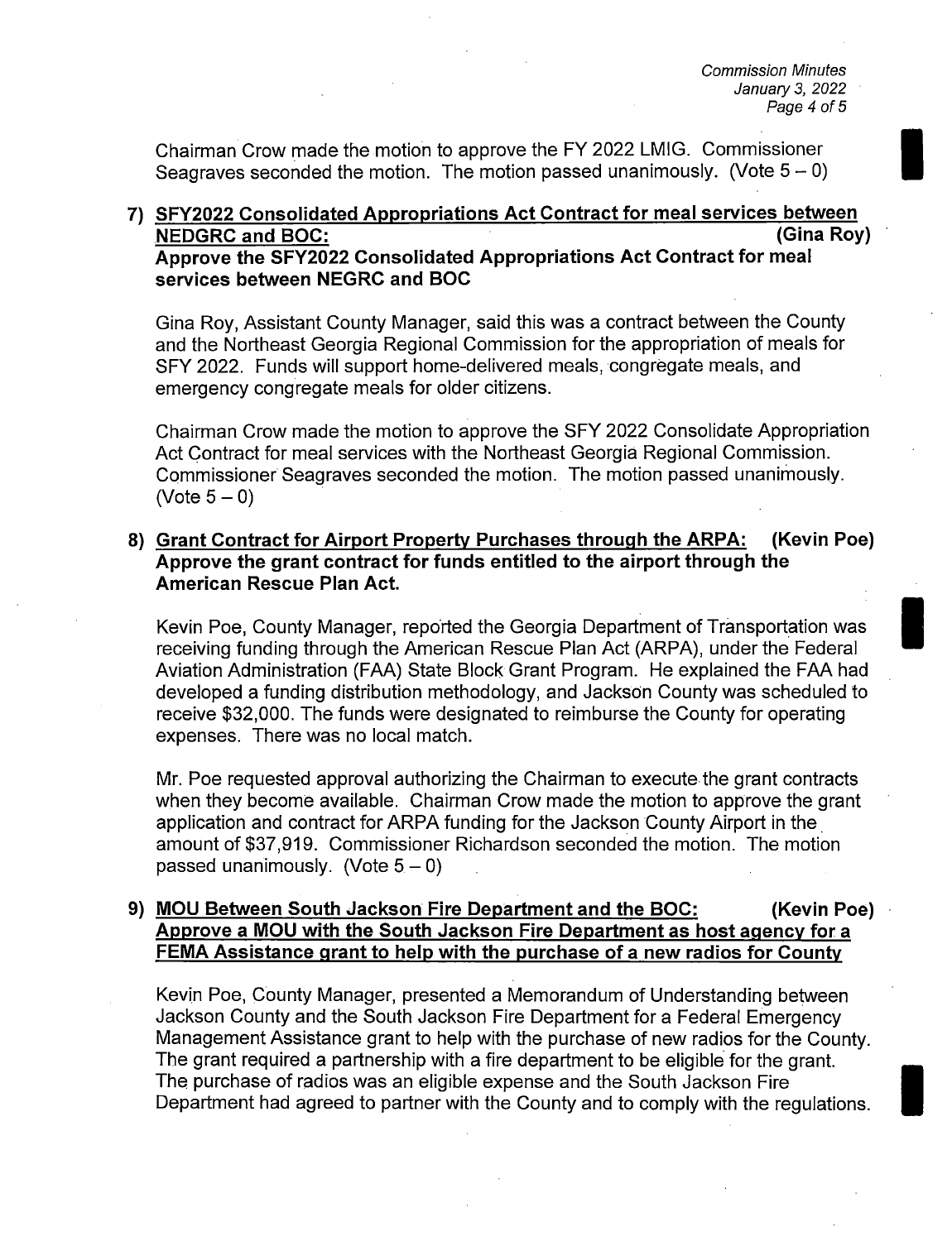Chairman Crow made the motion to approve the FY 2022 LMIG. Commissioner Seagraves seconded the motion. The motion passed unanimously. (Vote 5 – 0)

7) **<u>SFY2022 Consolidated Appropriations Act Contract for meal services between NEDGRC and BOC:</u> (Gina Roy)**
**Approve the SFY2022 Consolidated Appropriations Act Contract for meal services between NEGRC and BOC**

Gina Roy, Assistant County Manager, said this was a contract between the County and the Northeast Georgia Regional Commission for the appropriation of meals for SFY 2022. Funds will support home-delivered meals, congregate meals, and emergency congregate meals for older citizens.

Chairman Crow made the motion to approve the SFY 2022 Consolidate Appropriation Act Contract for meal services with the Northeast Georgia Regional Commission. Commissioner Seagraves seconded the motion. The motion passed unanimously. (Vote 5 – 0)

8) **<u>Grant Contract for Airport Property Purchases through the ARPA:</u> (Kevin Poe)**
**Approve the grant contract for funds entitled to the airport through the American Rescue Plan Act.**

Kevin Poe, County Manager, reported the Georgia Department of Transportation was receiving funding through the American Rescue Plan Act (ARPA), under the Federal Aviation Administration (FAA) State Block Grant Program. He explained the FAA had developed a funding distribution methodology, and Jackson County was scheduled to receive $32,000. The funds were designated to reimburse the County for operating expenses. There was no local match.

Mr. Poe requested approval authorizing the Chairman to execute the grant contracts when they become available. Chairman Crow made the motion to approve the grant application and contract for ARPA funding for the Jackson County Airport in the amount of $37,919. Commissioner Richardson seconded the motion. The motion passed unanimously. (Vote 5 – 0)

9) **<u>MOU Between South Jackson Fire Department and the BOC:</u> (Kevin Poe)**
**<u>Approve a MOU with the South Jackson Fire Department as host agency for a FEMA Assistance grant to help with the purchase of a new radios for County</u>**

Kevin Poe, County Manager, presented a Memorandum of Understanding between Jackson County and the South Jackson Fire Department for a Federal Emergency Management Assistance grant to help with the purchase of new radios for the County. The grant required a partnership with a fire department to be eligible for the grant. The purchase of radios was an eligible expense and the South Jackson Fire Department had agreed to partner with the County and to comply with the regulations.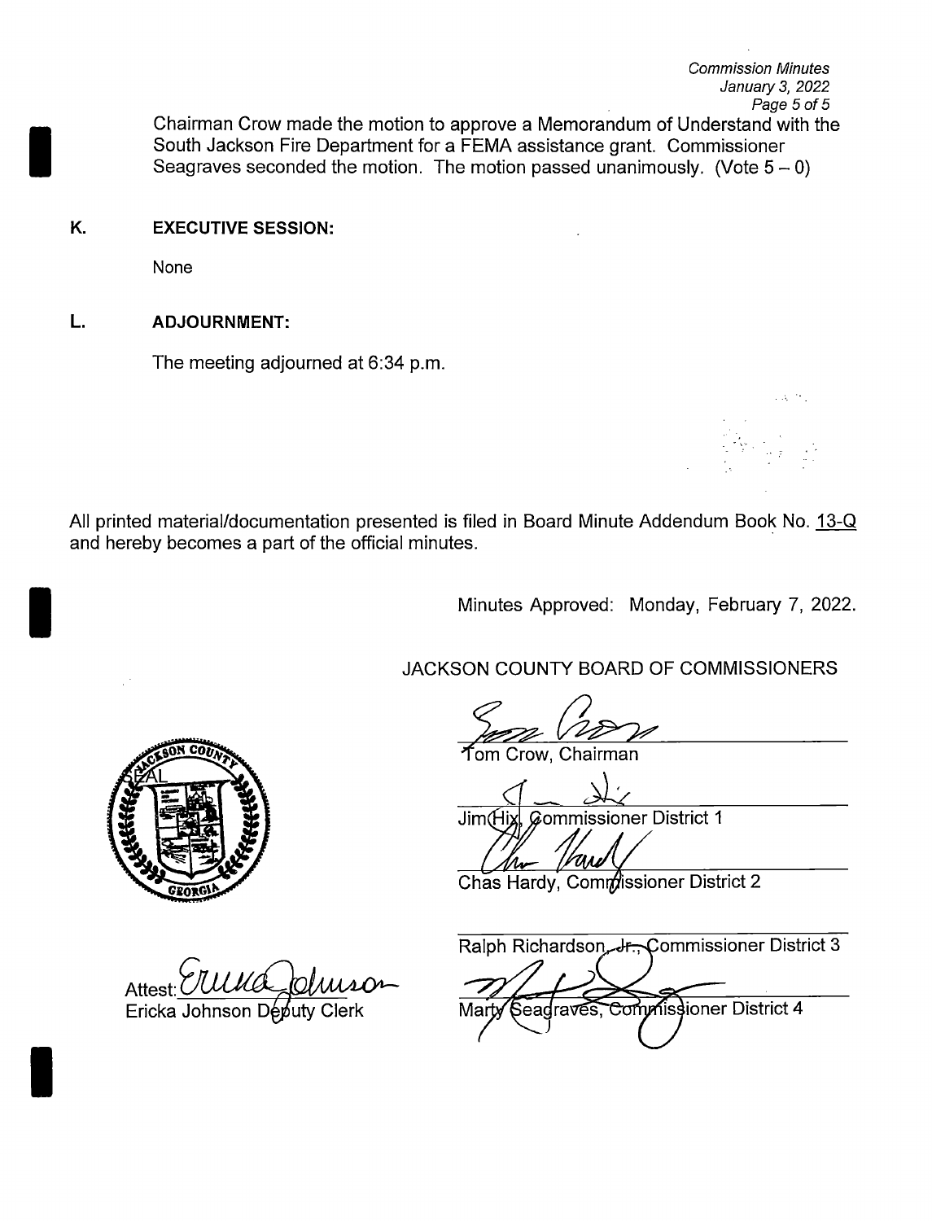Chairman Crow made the motion to approve a Memorandum of Understand with the South Jackson Fire Department for a FEMA assistance grant. Commissioner Seagraves seconded the motion. The motion passed unanimously. (Vote 5 – 0)

## K. EXECUTIVE SESSION:

None

## L. ADJOURNMENT:

The meeting adjourned at 6:34 p.m.

All printed material/documentation presented is filed in Board Minute Addendum Book No. 13-Q and hereby becomes a part of the official minutes.

Minutes Approved: Monday, February 7, 2022.

JACKSON COUNTY BOARD OF COMMISSIONERS

Tom Crow, Chairman

Jim Hix, Commissioner District 1

Chas Hardy, Commissioner District 2

Ralph Richardson, Jr., Commissioner District 3

Marty Seagraves, Commissioner District 4

Attest:

Ericka Johnson Deputy Clerk